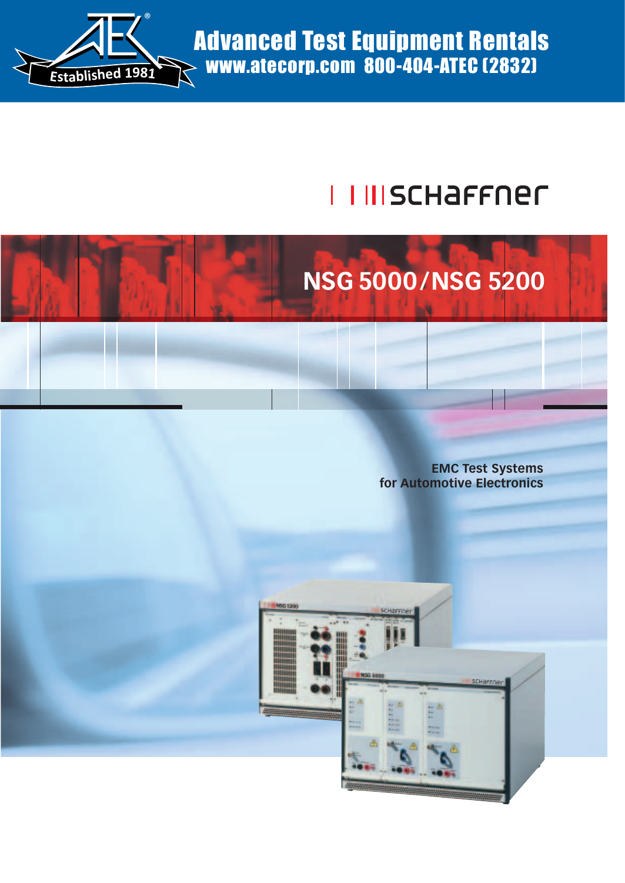Advanced Test Equipment Rentals
www.atecorp.com 800-404-ATEC (2832)

Established 1981

schaffner

# NSG 5000/NSG 5200

**EMC Test Systems for Automotive Electronics**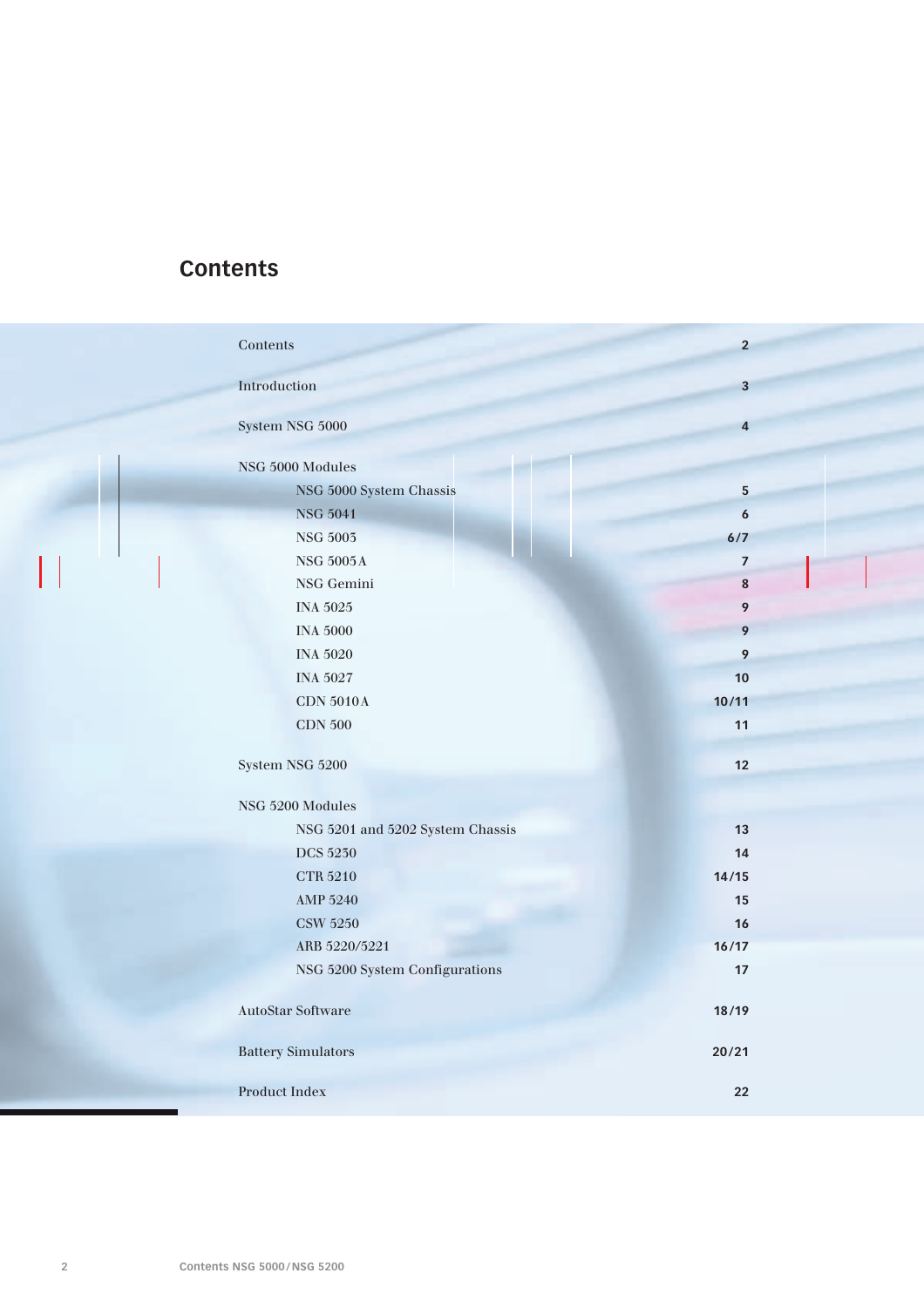# Contents

| | |
|---|---|
| Contents | 2 |
| Introduction | 3 |
| System NSG 5000 | 4 |
| NSG 5000 Modules | |
| NSG 5000 System Chassis | 5 |
| NSG 5041 | 6 |
| NSG 5003 | 6/7 |
| NSG 5005A | 7 |
| NSG Gemini | 8 |
| INA 5025 | 9 |
| INA 5000 | 9 |
| INA 5020 | 9 |
| INA 5027 | 10 |
| CDN 5010A | 10/11 |
| CDN 500 | 11 |
| System NSG 5200 | 12 |
| NSG 5200 Modules | |
| NSG 5201 and 5202 System Chassis | 13 |
| DCS 5230 | 14 |
| CTR 5210 | 14/15 |
| AMP 5240 | 15 |
| CSW 5250 | 16 |
| ARB 5220/5221 | 16/17 |
| NSG 5200 System Configurations | 17 |
| AutoStar Software | 18/19 |
| Battery Simulators | 20/21 |
| Product Index | 22 |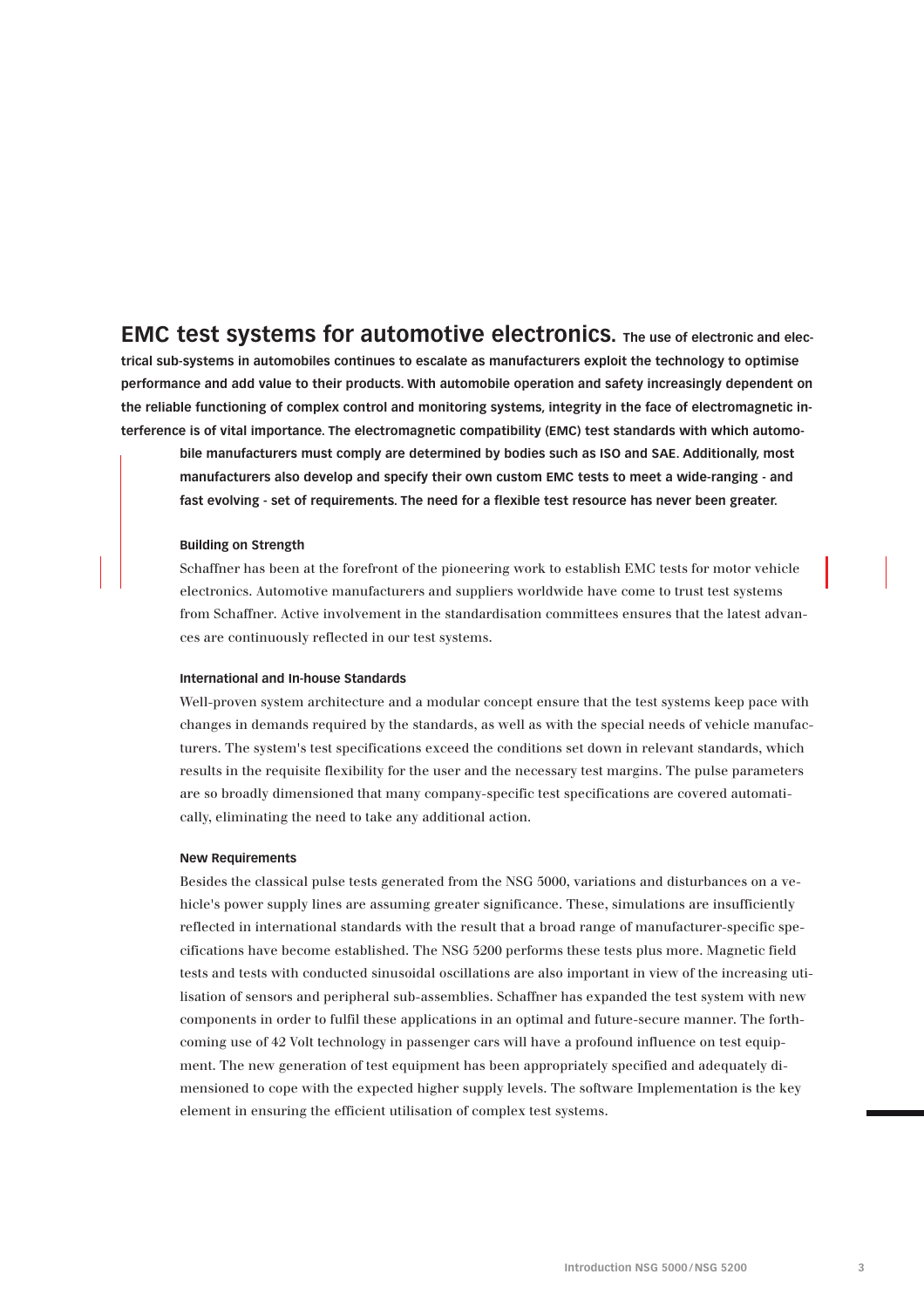## EMC test systems for automotive electronics.

**The use of electronic and electrical sub-systems in automobiles continues to escalate as manufacturers exploit the technology to optimise performance and add value to their products. With automobile operation and safety increasingly dependent on the reliable functioning of complex control and monitoring systems, integrity in the face of electromagnetic interference is of vital importance. The electromagnetic compatibility (EMC) test standards with which automobile manufacturers must comply are determined by bodies such as ISO and SAE. Additionally, most manufacturers also develop and specify their own custom EMC tests to meet a wide-ranging - and fast evolving - set of requirements. The need for a flexible test resource has never been greater.**

### Building on Strength

Schaffner has been at the forefront of the pioneering work to establish EMC tests for motor vehicle electronics. Automotive manufacturers and suppliers worldwide have come to trust test systems from Schaffner. Active involvement in the standardisation committees ensures that the latest advances are continuously reflected in our test systems.

### International and In-house Standards

Well-proven system architecture and a modular concept ensure that the test systems keep pace with changes in demands required by the standards, as well as with the special needs of vehicle manufacturers. The system's test specifications exceed the conditions set down in relevant standards, which results in the requisite flexibility for the user and the necessary test margins. The pulse parameters are so broadly dimensioned that many company-specific test specifications are covered automatically, eliminating the need to take any additional action.

### New Requirements

Besides the classical pulse tests generated from the NSG 5000, variations and disturbances on a vehicle's power supply lines are assuming greater significance. These, simulations are insufficiently reflected in international standards with the result that a broad range of manufacturer-specific specifications have become established. The NSG 5200 performs these tests plus more. Magnetic field tests and tests with conducted sinusoidal oscillations are also important in view of the increasing utilisation of sensors and peripheral sub-assemblies. Schaffner has expanded the test system with new components in order to fulfil these applications in an optimal and future-secure manner. The forthcoming use of 42 Volt technology in passenger cars will have a profound influence on test equipment. The new generation of test equipment has been appropriately specified and adequately dimensioned to cope with the expected higher supply levels. The software Implementation is the key element in ensuring the efficient utilisation of complex test systems.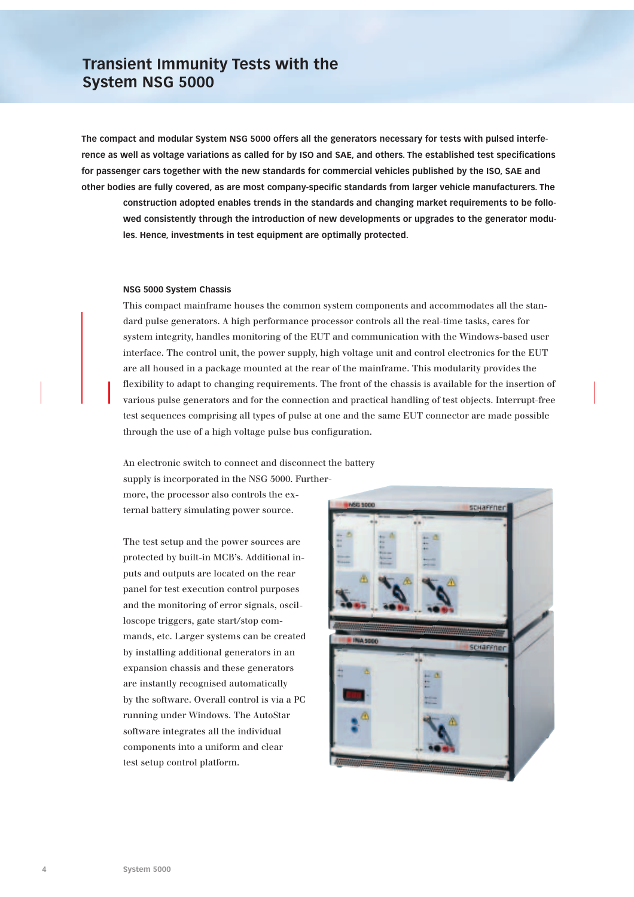# Transient Immunity Tests with the System NSG 5000

**The compact and modular System NSG 5000 offers all the generators necessary for tests with pulsed interference as well as voltage variations as called for by ISO and SAE, and others. The established test specifications for passenger cars together with the new standards for commercial vehicles published by the ISO, SAE and other bodies are fully covered, as are most company-specific standards from larger vehicle manufacturers. The construction adopted enables trends in the standards and changing market requirements to be followed consistently through the introduction of new developments or upgrades to the generator modules. Hence, investments in test equipment are optimally protected.**

### NSG 5000 System Chassis

This compact mainframe houses the common system components and accommodates all the standard pulse generators. A high performance processor controls all the real-time tasks, cares for system integrity, handles monitoring of the EUT and communication with the Windows-based user interface. The control unit, the power supply, high voltage unit and control electronics for the EUT are all housed in a package mounted at the rear of the mainframe. This modularity provides the flexibility to adapt to changing requirements. The front of the chassis is available for the insertion of various pulse generators and for the connection and practical handling of test objects. Interrupt-free test sequences comprising all types of pulse at one and the same EUT connector are made possible through the use of a high voltage pulse bus configuration.

An electronic switch to connect and disconnect the battery supply is incorporated in the NSG 5000. Furthermore, the processor also controls the external battery simulating power source.

The test setup and the power sources are protected by built-in MCB's. Additional inputs and outputs are located on the rear panel for test execution control purposes and the monitoring of error signals, oscilloscope triggers, gate start/stop commands, etc. Larger systems can be created by installing additional generators in an expansion chassis and these generators are instantly recognised automatically by the software. Overall control is via a PC running under Windows. The AutoStar software integrates all the individual components into a uniform and clear test setup control platform.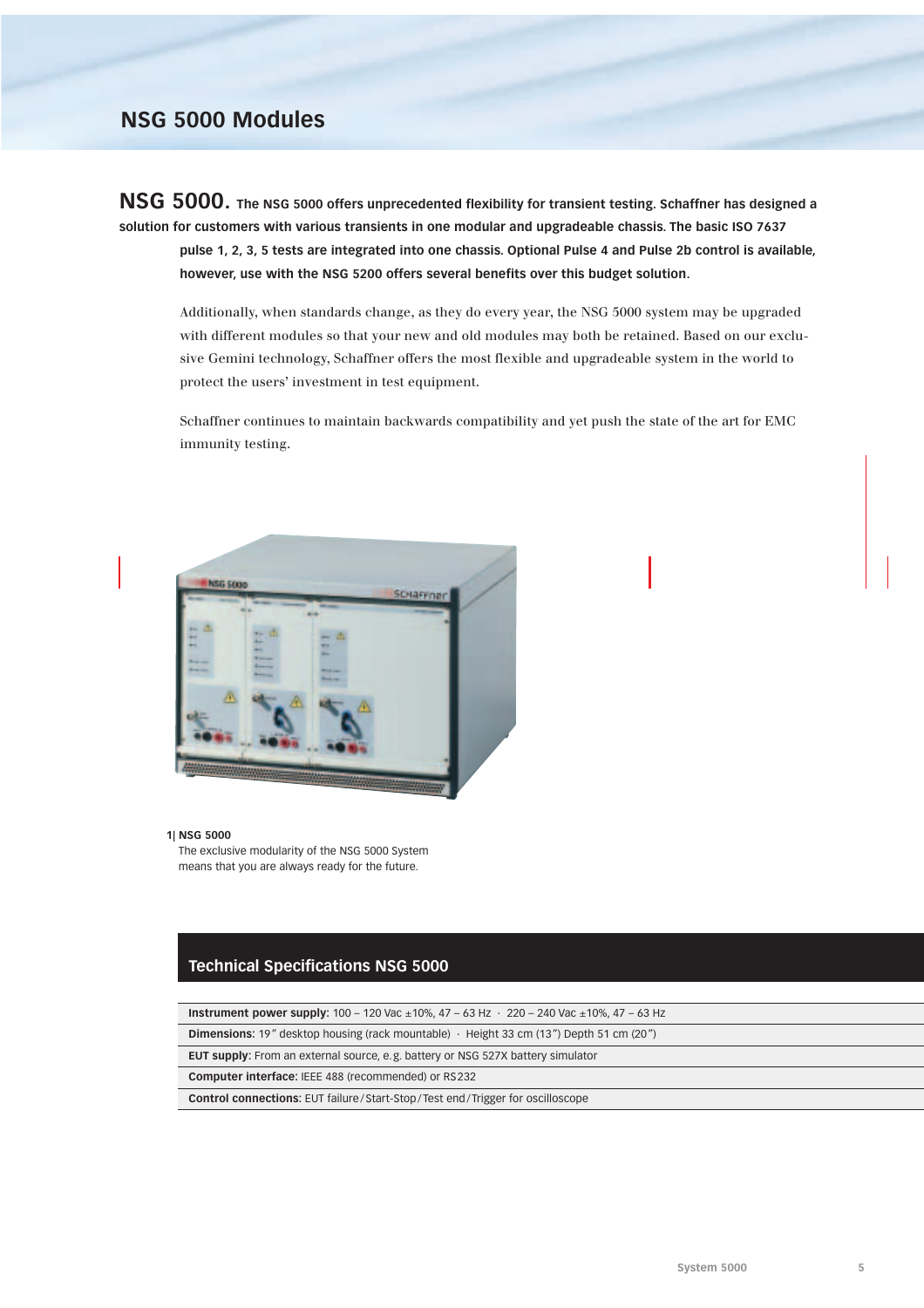# NSG 5000 Modules

**NSG 5000. The NSG 5000 offers unprecedented flexibility for transient testing. Schaffner has designed a solution for customers with various transients in one modular and upgradeable chassis. The basic ISO 7637 pulse 1, 2, 3, 5 tests are integrated into one chassis. Optional Pulse 4 and Pulse 2b control is available, however, use with the NSG 5200 offers several benefits over this budget solution.**

Additionally, when standards change, as they do every year, the NSG 5000 system may be upgraded with different modules so that your new and old modules may both be retained. Based on our exclusive Gemini technology, Schaffner offers the most flexible and upgradeable system in the world to protect the users' investment in test equipment.

Schaffner continues to maintain backwards compatibility and yet push the state of the art for EMC immunity testing.

**1| NSG 5000**
The exclusive modularity of the NSG 5000 System means that you are always ready for the future.

## Technical Specifications NSG 5000

| |
|---|
| **Instrument power supply:** 100 – 120 Vac ±10%, 47 – 63 Hz · 220 – 240 Vac ±10%, 47 – 63 Hz |
| **Dimensions:** 19" desktop housing (rack mountable) · Height 33 cm (13") Depth 51 cm (20") |
| **EUT supply:** From an external source, e.g. battery or NSG 527X battery simulator |
| **Computer interface:** IEEE 488 (recommended) or RS232 |
| **Control connections:** EUT failure/Start-Stop/Test end/Trigger for oscilloscope |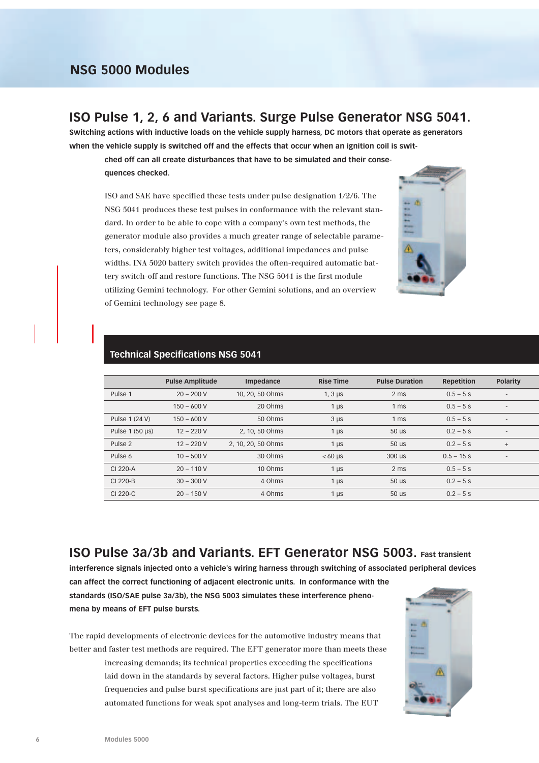## NSG 5000 Modules

## ISO Pulse 1, 2, 6 and Variants. Surge Pulse Generator NSG 5041.

**Switching actions with inductive loads on the vehicle supply harness, DC motors that operate as generators when the vehicle supply is switched off and the effects that occur when an ignition coil is switched off can all create disturbances that have to be simulated and their consequences checked.**

ISO and SAE have specified these tests under pulse designation 1/2/6. The NSG 5041 produces these test pulses in conformance with the relevant standard. In order to be able to cope with a company's own test methods, the generator module also provides a much greater range of selectable parameters, considerably higher test voltages, additional impedances and pulse widths. INA 5020 battery switch provides the often-required automatic battery switch-off and restore functions. The NSG 5041 is the first module utilizing Gemini technology. For other Gemini solutions, and an overview of Gemini technology see page 8.

### Technical Specifications NSG 5041

| | Pulse Amplitude | Impedance | Rise Time | Pulse Duration | Repetition | Polarity |
|---|---|---|---|---|---|---|
| Pulse 1 | 20 – 200 V | 10, 20, 50 Ohms | 1, 3 µs | 2 ms | 0.5 – 5 s | - |
| | 150 – 600 V | 20 Ohms | 1 µs | 1 ms | 0.5 – 5 s | - |
| Pulse 1 (24 V) | 150 – 600 V | 50 Ohms | 3 µs | 1 ms | 0.5 – 5 s | - |
| Pulse 1 (50 µs) | 12 – 220 V | 2, 10, 50 Ohms | 1 µs | 50 us | 0.2 – 5 s | - |
| Pulse 2 | 12 – 220 V | 2, 10, 20, 50 Ohms | 1 µs | 50 us | 0.2 – 5 s | + |
| Pulse 6 | 10 – 500 V | 30 Ohms | < 60 µs | 300 us | 0.5 – 15 s | - |
| CI 220-A | 20 – 110 V | 10 Ohms | 1 µs | 2 ms | 0.5 – 5 s | |
| CI 220-B | 30 – 300 V | 4 Ohms | 1 µs | 50 us | 0.2 – 5 s | |
| CI 220-C | 20 – 150 V | 4 Ohms | 1 µs | 50 us | 0.2 – 5 s | |

## ISO Pulse 3a/3b and Variants. EFT Generator NSG 5003.

**Fast transient interference signals injected onto a vehicle's wiring harness through switching of associated peripheral devices can affect the correct functioning of adjacent electronic units. In conformance with the standards (ISO/SAE pulse 3a/3b), the NSG 5003 simulates these interference phenomena by means of EFT pulse bursts.**

The rapid developments of electronic devices for the automotive industry means that better and faster test methods are required. The EFT generator more than meets these increasing demands; its technical properties exceeding the specifications laid down in the standards by several factors. Higher pulse voltages, burst frequencies and pulse burst specifications are just part of it; there are also automated functions for weak spot analyses and long-term trials. The EUT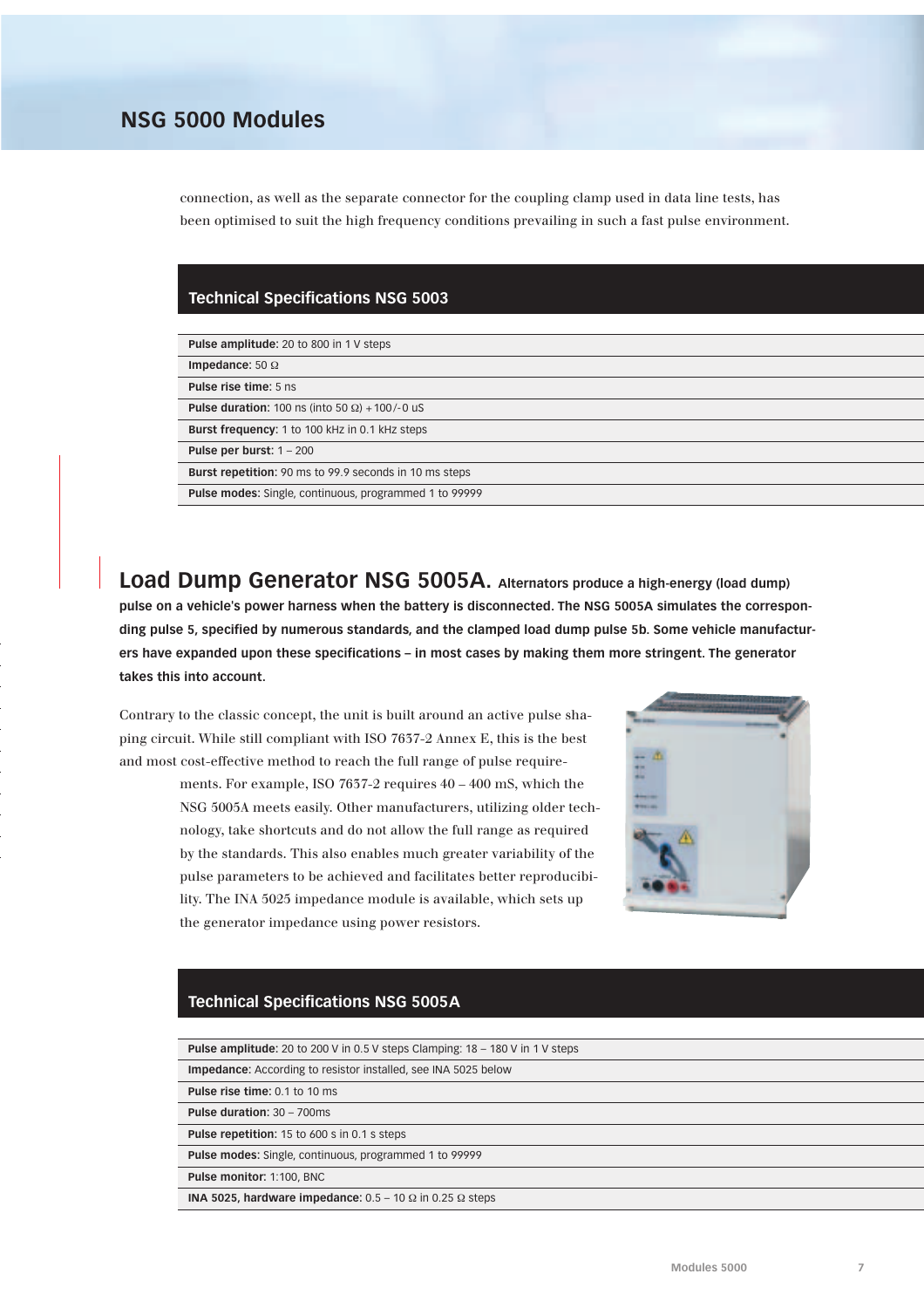connection, as well as the separate connector for the coupling clamp used in data line tests, has been optimised to suit the high frequency conditions prevailing in such a fast pulse environment.

## Technical Specifications NSG 5003

| |
|---|
| **Pulse amplitude**: 20 to 800 in 1 V steps |
| **Impedance**: 50 Ω |
| **Pulse rise time**: 5 ns |
| **Pulse duration**: 100 ns (into 50 Ω) +100/-0 uS |
| **Burst frequency**: 1 to 100 kHz in 0.1 kHz steps |
| **Pulse per burst**: 1 – 200 |
| **Burst repetition**: 90 ms to 99.9 seconds in 10 ms steps |
| **Pulse modes**: Single, continuous, programmed 1 to 99999 |

## Load Dump Generator NSG 5005A.

**Alternators produce a high-energy (load dump) pulse on a vehicle's power harness when the battery is disconnected. The NSG 5005A simulates the corresponding pulse 5, specified by numerous standards, and the clamped load dump pulse 5b. Some vehicle manufacturers have expanded upon these specifications – in most cases by making them more stringent. The generator takes this into account.**

Contrary to the classic concept, the unit is built around an active pulse shaping circuit. While still compliant with ISO 7637-2 Annex E, this is the best and most cost-effective method to reach the full range of pulse requirements. For example, ISO 7637-2 requires 40 – 400 mS, which the NSG 5005A meets easily. Other manufacturers, utilizing older technology, take shortcuts and do not allow the full range as required by the standards. This also enables much greater variability of the pulse parameters to be achieved and facilitates better reproducibility. The INA 5025 impedance module is available, which sets up the generator impedance using power resistors.

## Technical Specifications NSG 5005A

| |
|---|
| **Pulse amplitude**: 20 to 200 V in 0.5 V steps Clamping: 18 – 180 V in 1 V steps |
| **Impedance**: According to resistor installed, see INA 5025 below |
| **Pulse rise time**: 0.1 to 10 ms |
| **Pulse duration**: 30 – 700ms |
| **Pulse repetition**: 15 to 600 s in 0.1 s steps |
| **Pulse modes**: Single, continuous, programmed 1 to 99999 |
| **Pulse monitor**: 1:100, BNC |
| **INA 5025, hardware impedance**: 0.5 – 10 Ω in 0.25 Ω steps |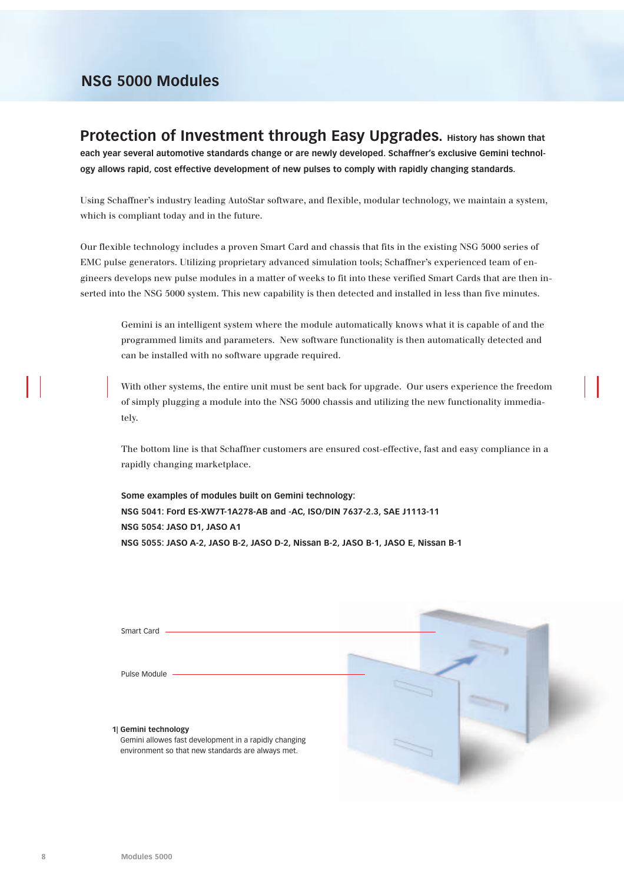# NSG 5000 Modules

## Protection of Investment through Easy Upgrades.

**History has shown that each year several automotive standards change or are newly developed. Schaffner's exclusive Gemini technology allows rapid, cost effective development of new pulses to comply with rapidly changing standards.**

Using Schaffner's industry leading AutoStar software, and flexible, modular technology, we maintain a system, which is compliant today and in the future.

Our flexible technology includes a proven Smart Card and chassis that fits in the existing NSG 5000 series of EMC pulse generators. Utilizing proprietary advanced simulation tools; Schaffner's experienced team of engineers develops new pulse modules in a matter of weeks to fit into these verified Smart Cards that are then inserted into the NSG 5000 system. This new capability is then detected and installed in less than five minutes.

Gemini is an intelligent system where the module automatically knows what it is capable of and the programmed limits and parameters. New software functionality is then automatically detected and can be installed with no software upgrade required.

With other systems, the entire unit must be sent back for upgrade. Our users experience the freedom of simply plugging a module into the NSG 5000 chassis and utilizing the new functionality immediately.

The bottom line is that Schaffner customers are ensured cost-effective, fast and easy compliance in a rapidly changing marketplace.

**Some examples of modules built on Gemini technology:**
**NSG 5041: Ford ES-XW7T-1A278-AB and -AC, ISO/DIN 7637-2.3, SAE J1113-11**
**NSG 5054: JASO D1, JASO A1**
**NSG 5055: JASO A-2, JASO B-2, JASO D-2, Nissan B-2, JASO B-1, JASO E, Nissan B-1**

Smart Card

Pulse Module

**1| Gemini technology**
Gemini allowes fast development in a rapidly changing environment so that new standards are always met.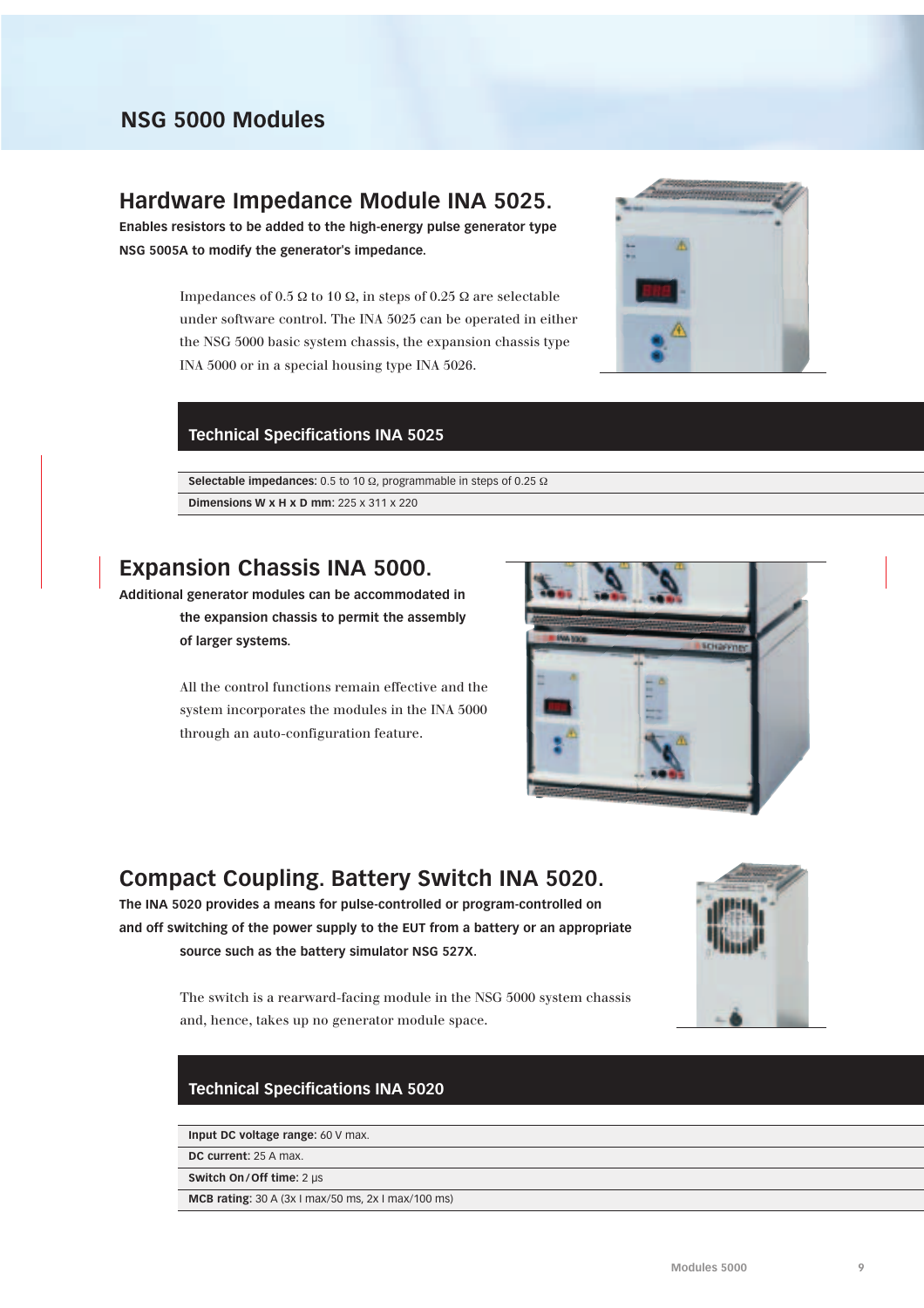# NSG 5000 Modules

## Hardware Impedance Module INA 5025.

**Enables resistors to be added to the high-energy pulse generator type NSG 5005A to modify the generator's impedance.**

Impedances of 0.5 Ω to 10 Ω, in steps of 0.25 Ω are selectable under software control. The INA 5025 can be operated in either the NSG 5000 basic system chassis, the expansion chassis type INA 5000 or in a special housing type INA 5026.

### Technical Specifications INA 5025

| |
|---|
| **Selectable impedances:** 0.5 to 10 Ω, programmable in steps of 0.25 Ω |
| **Dimensions W x H x D mm:** 225 x 311 x 220 |

## Expansion Chassis INA 5000.

**Additional generator modules can be accommodated in the expansion chassis to permit the assembly of larger systems.**

All the control functions remain effective and the system incorporates the modules in the INA 5000 through an auto-configuration feature.

## Compact Coupling. Battery Switch INA 5020.

**The INA 5020 provides a means for pulse-controlled or program-controlled on and off switching of the power supply to the EUT from a battery or an appropriate source such as the battery simulator NSG 527X.**

The switch is a rearward-facing module in the NSG 5000 system chassis and, hence, takes up no generator module space.

### Technical Specifications INA 5020

| |
|---|
| **Input DC voltage range:** 60 V max. |
| **DC current:** 25 A max. |
| **Switch On/Off time:** 2 µs |
| **MCB rating:** 30 A (3x I max/50 ms, 2x I max/100 ms) |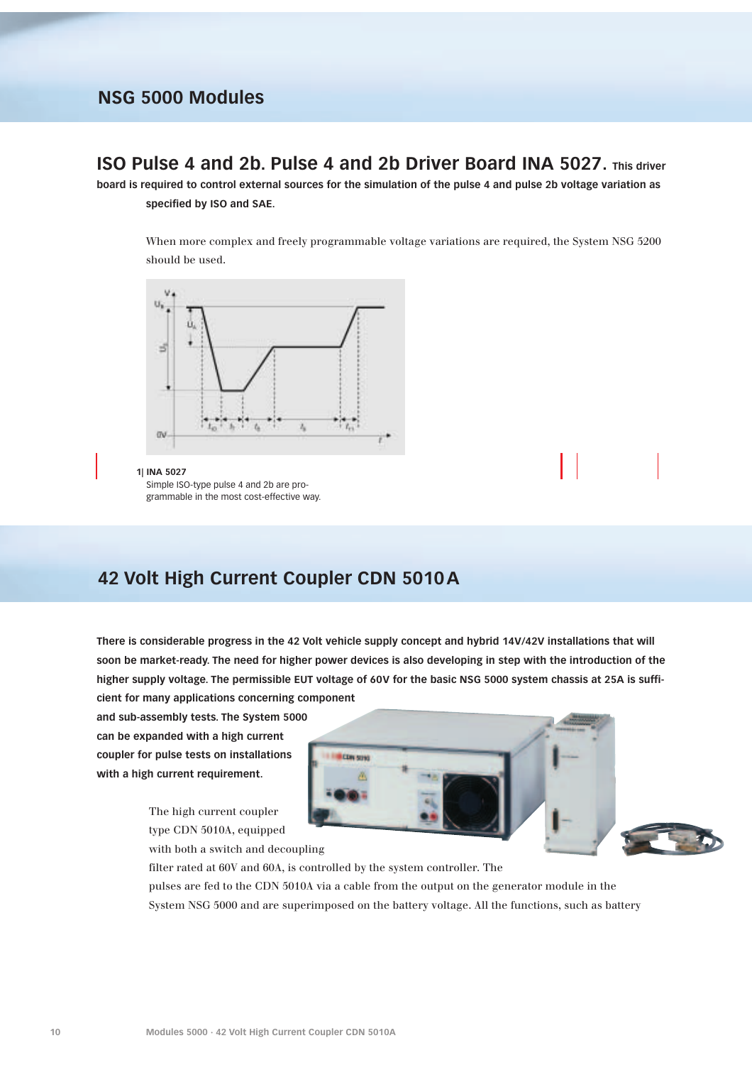## NSG 5000 Modules

### ISO Pulse 4 and 2b. Pulse 4 and 2b Driver Board INA 5027.

**This driver board is required to control external sources for the simulation of the pulse 4 and pulse 2b voltage variation as specified by ISO and SAE.**

When more complex and freely programmable voltage variations are required, the System NSG 5200 should be used.

**1| INA 5027**
Simple ISO-type pulse 4 and 2b are programmable in the most cost-effective way.

## 42 Volt High Current Coupler CDN 5010A

**There is considerable progress in the 42 Volt vehicle supply concept and hybrid 14V/42V installations that will soon be market-ready. The need for higher power devices is also developing in step with the introduction of the higher supply voltage. The permissible EUT voltage of 60V for the basic NSG 5000 system chassis at 25A is sufficient for many applications concerning component and sub-assembly tests. The System 5000 can be expanded with a high current coupler for pulse tests on installations with a high current requirement.**

The high current coupler type CDN 5010A, equipped with both a switch and decoupling filter rated at 60V and 60A, is controlled by the system controller. The pulses are fed to the CDN 5010A via a cable from the output on the generator module in the System NSG 5000 and are superimposed on the battery voltage. All the functions, such as battery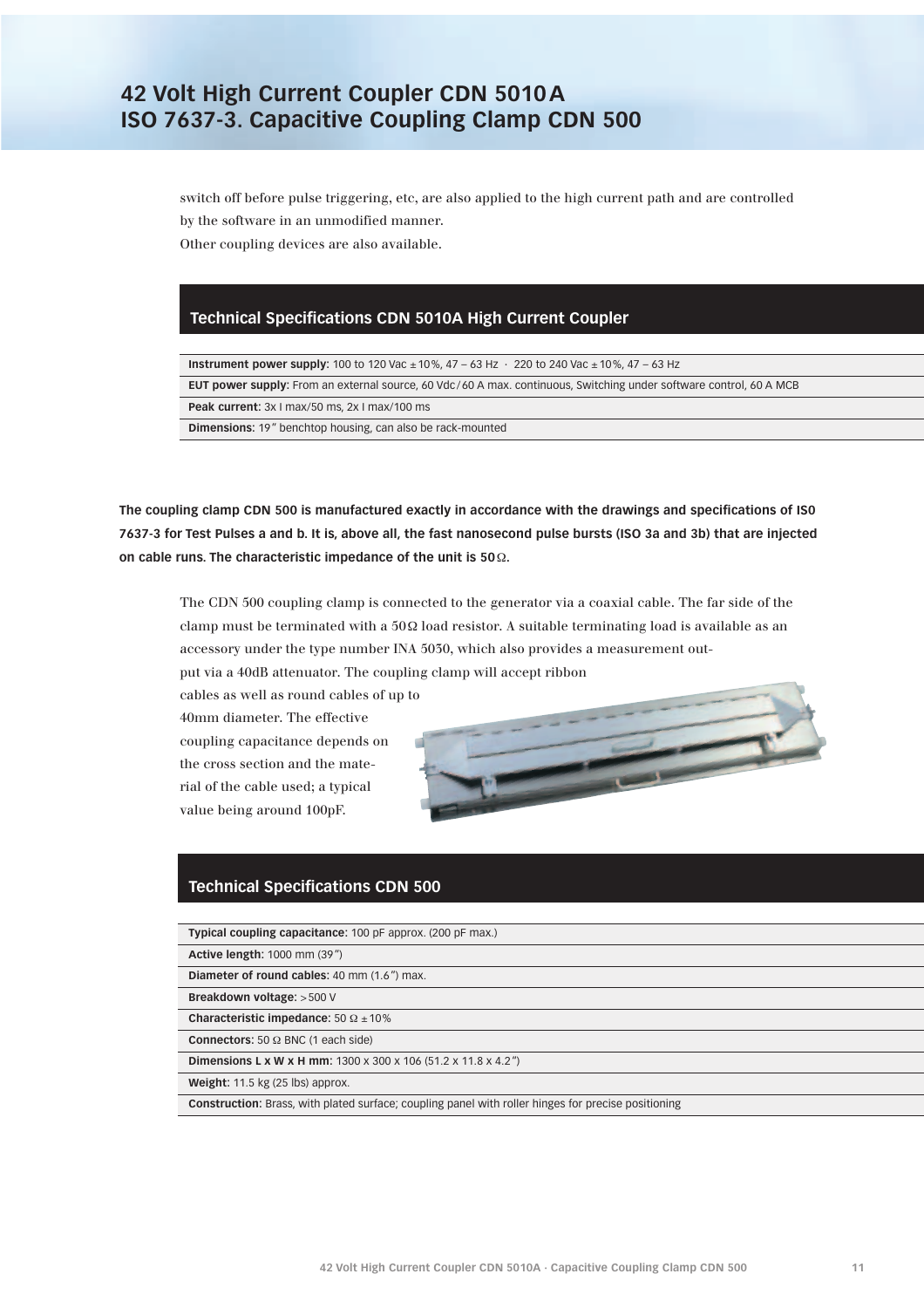# 42 Volt High Current Coupler CDN 5010 A
# ISO 7637-3. Capacitive Coupling Clamp CDN 500

switch off before pulse triggering, etc, are also applied to the high current path and are controlled by the software in an unmodified manner.
Other coupling devices are also available.

## Technical Specifications CDN 5010A High Current Coupler

| |
|---|
| **Instrument power supply**: 100 to 120 Vac ± 10%, 47 – 63 Hz · 220 to 240 Vac ± 10%, 47 – 63 Hz |
| **EUT power supply**: From an external source, 60 Vdc / 60 A max. continuous, Switching under software control, 60 A MCB |
| **Peak current**: 3x I max/50 ms, 2x I max/100 ms |
| **Dimensions**: 19" benchtop housing, can also be rack-mounted |

**The coupling clamp CDN 500 is manufactured exactly in accordance with the drawings and specifications of ISO 7637-3 for Test Pulses a and b. It is, above all, the fast nanosecond pulse bursts (ISO 3a and 3b) that are injected on cable runs. The characteristic impedance of the unit is 50Ω.**

The CDN 500 coupling clamp is connected to the generator via a coaxial cable. The far side of the clamp must be terminated with a 50Ω load resistor. A suitable terminating load is available as an accessory under the type number INA 5030, which also provides a measurement output via a 40dB attenuator. The coupling clamp will accept ribbon cables as well as round cables of up to 40mm diameter. The effective coupling capacitance depends on the cross section and the material of the cable used; a typical value being around 100pF.

## Technical Specifications CDN 500

| |
|---|
| **Typical coupling capacitance**: 100 pF approx. (200 pF max.) |
| **Active length**: 1000 mm (39") |
| **Diameter of round cables**: 40 mm (1.6") max. |
| **Breakdown voltage**: > 500 V |
| **Characteristic impedance**: 50 Ω ± 10% |
| **Connectors**: 50 Ω BNC (1 each side) |
| **Dimensions L x W x H mm**: 1300 x 300 x 106 (51.2 x 11.8 x 4.2") |
| **Weight**: 11.5 kg (25 lbs) approx. |
| **Construction**: Brass, with plated surface; coupling panel with roller hinges for precise positioning |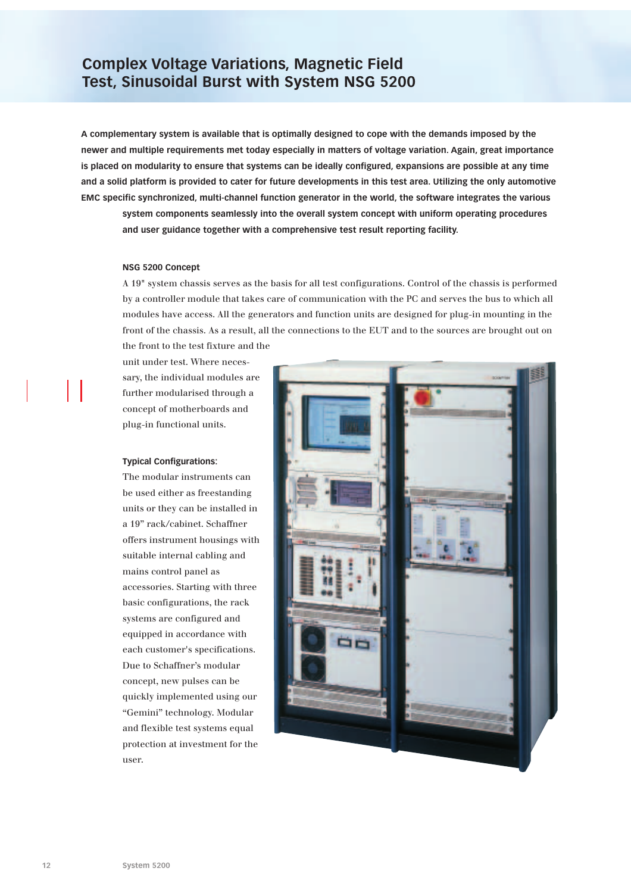# Complex Voltage Variations, Magnetic Field Test, Sinusoidal Burst with System NSG 5200

**A complementary system is available that is optimally designed to cope with the demands imposed by the newer and multiple requirements met today especially in matters of voltage variation. Again, great importance is placed on modularity to ensure that systems can be ideally configured, expansions are possible at any time and a solid platform is provided to cater for future developments in this test area. Utilizing the only automotive EMC specific synchronized, multi-channel function generator in the world, the software integrates the various system components seamlessly into the overall system concept with uniform operating procedures and user guidance together with a comprehensive test result reporting facility.**

**NSG 5200 Concept**

A 19" system chassis serves as the basis for all test configurations. Control of the chassis is performed by a controller module that takes care of communication with the PC and serves the bus to which all modules have access. All the generators and function units are designed for plug-in mounting in the front of the chassis. As a result, all the connections to the EUT and to the sources are brought out on the front to the test fixture and the unit under test. Where necessary, the individual modules are further modularised through a concept of motherboards and plug-in functional units.

**Typical Configurations:**

The modular instruments can be used either as freestanding units or they can be installed in a 19" rack/cabinet. Schaffner offers instrument housings with suitable internal cabling and mains control panel as accessories. Starting with three basic configurations, the rack systems are configured and equipped in accordance with each customer's specifications. Due to Schaffner's modular concept, new pulses can be quickly implemented using our "Gemini" technology. Modular and flexible test systems equal protection at investment for the user.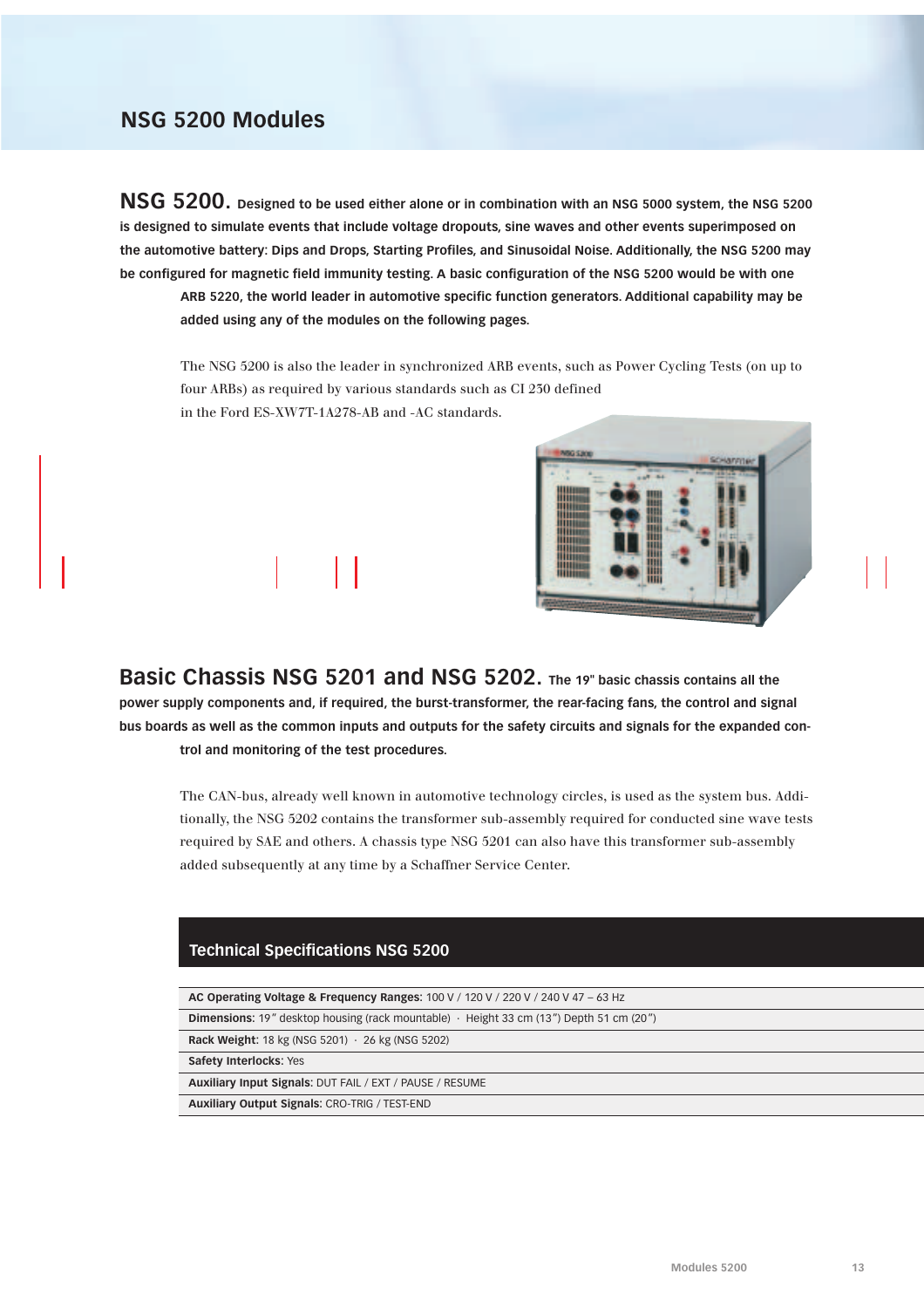# NSG 5200 Modules

**NSG 5200. Designed to be used either alone or in combination with an NSG 5000 system, the NSG 5200 is designed to simulate events that include voltage dropouts, sine waves and other events superimposed on the automotive battery: Dips and Drops, Starting Profiles, and Sinusoidal Noise. Additionally, the NSG 5200 may be configured for magnetic field immunity testing. A basic configuration of the NSG 5200 would be with one ARB 5220, the world leader in automotive specific function generators. Additional capability may be added using any of the modules on the following pages.**

The NSG 5200 is also the leader in synchronized ARB events, such as Power Cycling Tests (on up to four ARBs) as required by various standards such as CI 230 defined in the Ford ES-XW7T-1A278-AB and -AC standards.

**Basic Chassis NSG 5201 and NSG 5202. The 19" basic chassis contains all the power supply components and, if required, the burst-transformer, the rear-facing fans, the control and signal bus boards as well as the common inputs and outputs for the safety circuits and signals for the expanded control and monitoring of the test procedures.**

The CAN-bus, already well known in automotive technology circles, is used as the system bus. Additionally, the NSG 5202 contains the transformer sub-assembly required for conducted sine wave tests required by SAE and others. A chassis type NSG 5201 can also have this transformer sub-assembly added subsequently at any time by a Schaffner Service Center.

## Technical Specifications NSG 5200

| Technical Specifications NSG 5200 |
|---|
| **AC Operating Voltage & Frequency Ranges**: 100 V / 120 V / 220 V / 240 V 47 – 63 Hz |
| **Dimensions**: 19" desktop housing (rack mountable) · Height 33 cm (13") Depth 51 cm (20") |
| **Rack Weight**: 18 kg (NSG 5201) · 26 kg (NSG 5202) |
| **Safety Interlocks**: Yes |
| **Auxiliary Input Signals**: DUT FAIL / EXT / PAUSE / RESUME |
| **Auxiliary Output Signals**: CRO-TRIG / TEST-END |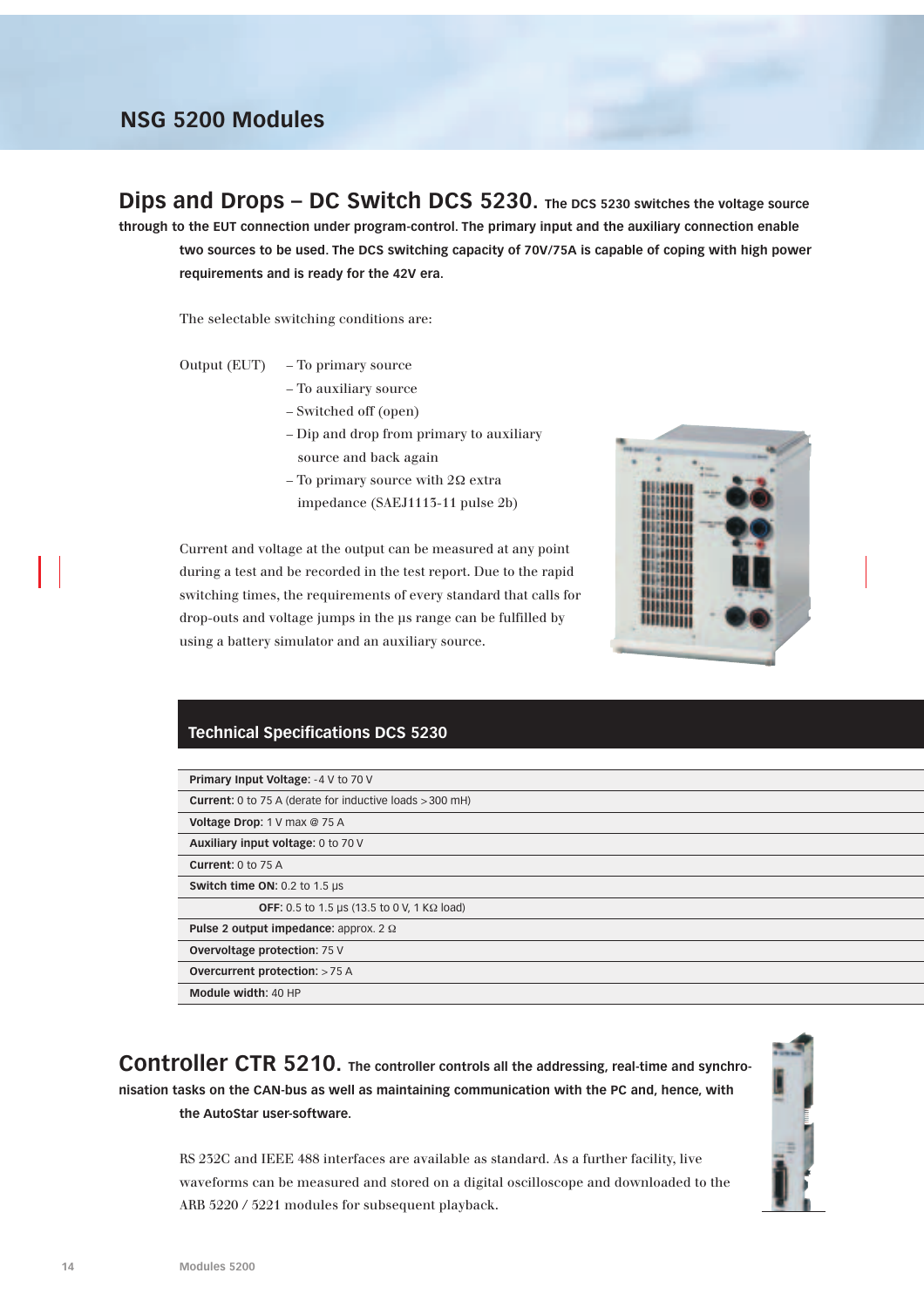# NSG 5200 Modules

## Dips and Drops – DC Switch DCS 5230.

**The DCS 5230 switches the voltage source through to the EUT connection under program-control. The primary input and the auxiliary connection enable two sources to be used. The DCS switching capacity of 70V/75A is capable of coping with high power requirements and is ready for the 42V era.**

The selectable switching conditions are:

Output (EUT)
- To primary source
- To auxiliary source
- Switched off (open)
- Dip and drop from primary to auxiliary source and back again
- To primary source with 2Ω extra impedance (SAEJ1113-11 pulse 2b)

Current and voltage at the output can be measured at any point during a test and be recorded in the test report. Due to the rapid switching times, the requirements of every standard that calls for drop-outs and voltage jumps in the µs range can be fulfilled by using a battery simulator and an auxiliary source.

### Technical Specifications DCS 5230

| |
|---|
| **Primary Input Voltage**: -4 V to 70 V |
| **Current**: 0 to 75 A (derate for inductive loads > 300 mH) |
| **Voltage Drop**: 1 V max @ 75 A |
| **Auxiliary input voltage**: 0 to 70 V |
| **Current**: 0 to 75 A |
| **Switch time ON**: 0.2 to 1.5 µs |
| **OFF**: 0.5 to 1.5 µs (13.5 to 0 V, 1 KΩ load) |
| **Pulse 2 output impedance**: approx. 2 Ω |
| **Overvoltage protection**: 75 V |
| **Overcurrent protection**: > 75 A |
| **Module width**: 40 HP |

## Controller CTR 5210.

**The controller controls all the addressing, real-time and synchronisation tasks on the CAN-bus as well as maintaining communication with the PC and, hence, with the AutoStar user-software.**

RS 232C and IEEE 488 interfaces are available as standard. As a further facility, live waveforms can be measured and stored on a digital oscilloscope and downloaded to the ARB 5220 / 5221 modules for subsequent playback.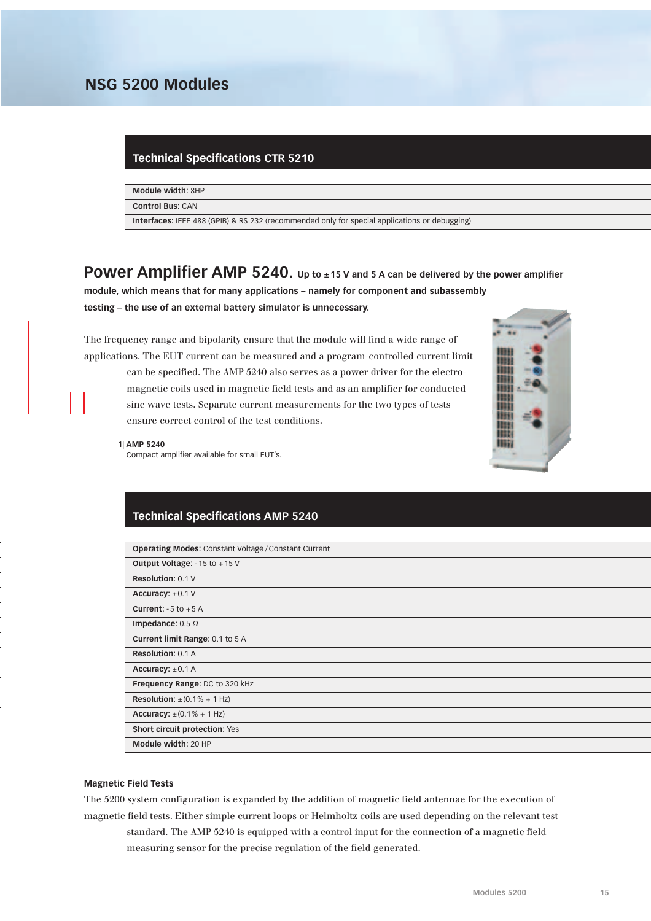# NSG 5200 Modules

## Technical Specifications CTR 5210

| |
|---|
| **Module width**: 8HP |
| **Control Bus**: CAN |
| **Interfaces:** IEEE 488 (GPIB) & RS 232 (recommended only for special applications or debugging) |

## Power Amplifier AMP 5240.

**Up to ±15 V and 5 A can be delivered by the power amplifier module, which means that for many applications – namely for component and subassembly testing – the use of an external battery simulator is unnecessary.**

The frequency range and bipolarity ensure that the module will find a wide range of applications. The EUT current can be measured and a program-controlled current limit can be specified. The AMP 5240 also serves as a power driver for the electromagnetic coils used in magnetic field tests and as an amplifier for conducted sine wave tests. Separate current measurements for the two types of tests ensure correct control of the test conditions.

**1| AMP 5240**
Compact amplifier available for small EUT's.

## Technical Specifications AMP 5240

| |
|---|
| **Operating Modes:** Constant Voltage / Constant Current |
| **Output Voltage**: -15 to +15 V |
| **Resolution**: 0.1 V |
| **Accuracy**: ±0.1 V |
| **Current**: -5 to +5 A |
| **Impedance**: 0.5 Ω |
| **Current limit Range**: 0.1 to 5 A |
| **Resolution**: 0.1 A |
| **Accuracy**: ±0.1 A |
| **Frequency Range**: DC to 320 kHz |
| **Resolution**: ±(0.1% + 1 Hz) |
| **Accuracy**: ±(0.1% + 1 Hz) |
| **Short circuit protection**: Yes |
| **Module width**: 20 HP |

### Magnetic Field Tests

The 5200 system configuration is expanded by the addition of magnetic field antennae for the execution of magnetic field tests. Either simple current loops or Helmholtz coils are used depending on the relevant test standard. The AMP 5240 is equipped with a control input for the connection of a magnetic field measuring sensor for the precise regulation of the field generated.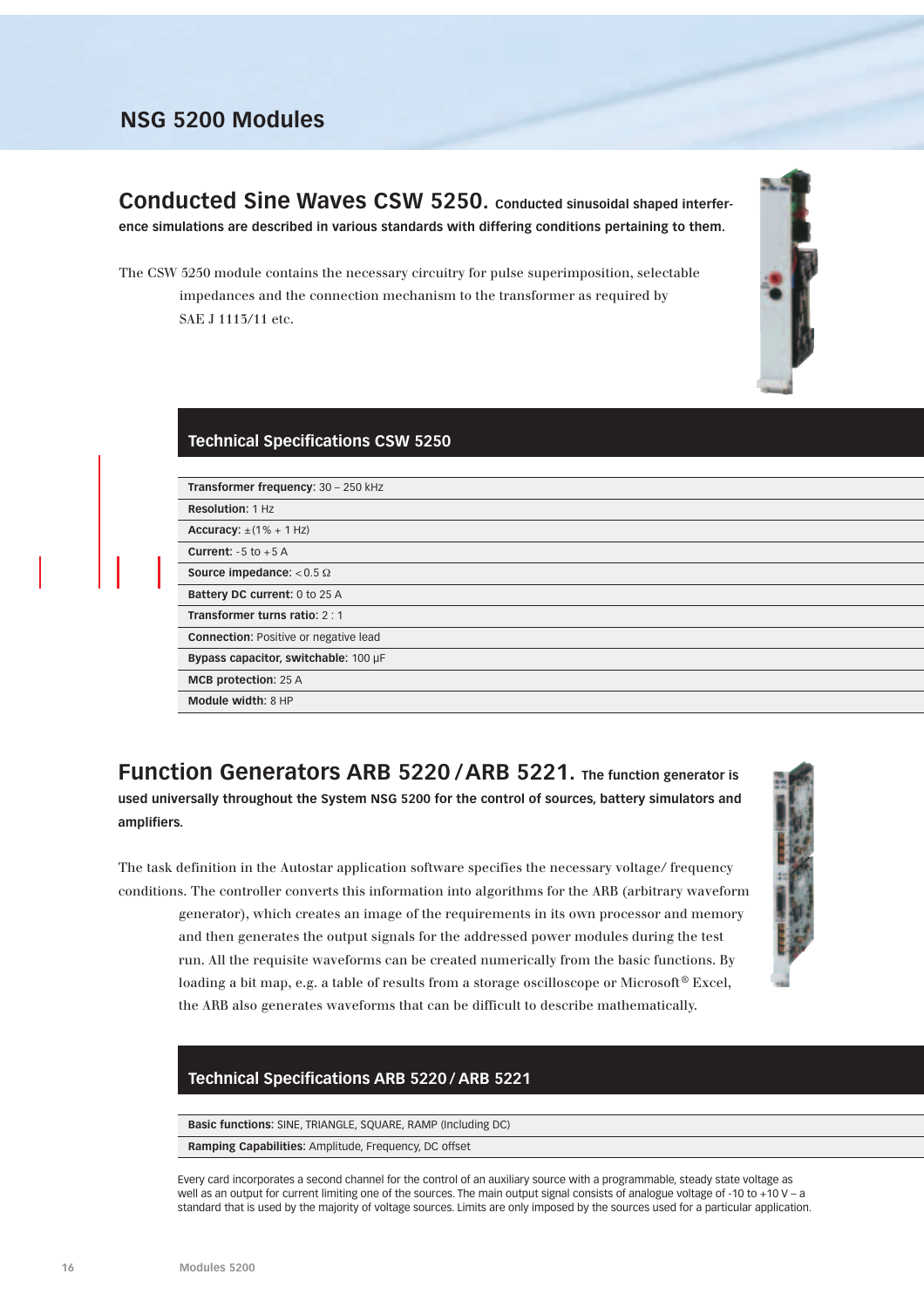# NSG 5200 Modules

## Conducted Sine Waves CSW 5250.

**Conducted sinusoidal shaped interference simulations are described in various standards with differing conditions pertaining to them.**

The CSW 5250 module contains the necessary circuitry for pulse superimposition, selectable impedances and the connection mechanism to the transformer as required by SAE J 1113/11 etc.

### Technical Specifications CSW 5250

| |
|---|
| **Transformer frequency**: 30 – 250 kHz |
| **Resolution**: 1 Hz |
| **Accuracy**: ±(1% + 1 Hz) |
| **Current**: -5 to +5 A |
| **Source impedance**: < 0.5 Ω |
| **Battery DC current**: 0 to 25 A |
| **Transformer turns ratio**: 2 : 1 |
| **Connection**: Positive or negative lead |
| **Bypass capacitor, switchable**: 100 µF |
| **MCB protection**: 25 A |
| **Module width**: 8 HP |

## Function Generators ARB 5220 / ARB 5221.

**The function generator is used universally throughout the System NSG 5200 for the control of sources, battery simulators and amplifiers.**

The task definition in the Autostar application software specifies the necessary voltage/ frequency conditions. The controller converts this information into algorithms for the ARB (arbitrary waveform generator), which creates an image of the requirements in its own processor and memory and then generates the output signals for the addressed power modules during the test run. All the requisite waveforms can be created numerically from the basic functions. By loading a bit map, e.g. a table of results from a storage oscilloscope or Microsoft® Excel, the ARB also generates waveforms that can be difficult to describe mathematically.

### Technical Specifications ARB 5220 / ARB 5221

| |
|---|
| **Basic functions:** SINE, TRIANGLE, SQUARE, RAMP (Including DC) |
| **Ramping Capabilities:** Amplitude, Frequency, DC offset |

Every card incorporates a second channel for the control of an auxiliary source with a programmable, steady state voltage as well as an output for current limiting one of the sources. The main output signal consists of analogue voltage of -10 to +10 V – a standard that is used by the majority of voltage sources. Limits are only imposed by the sources used for a particular application.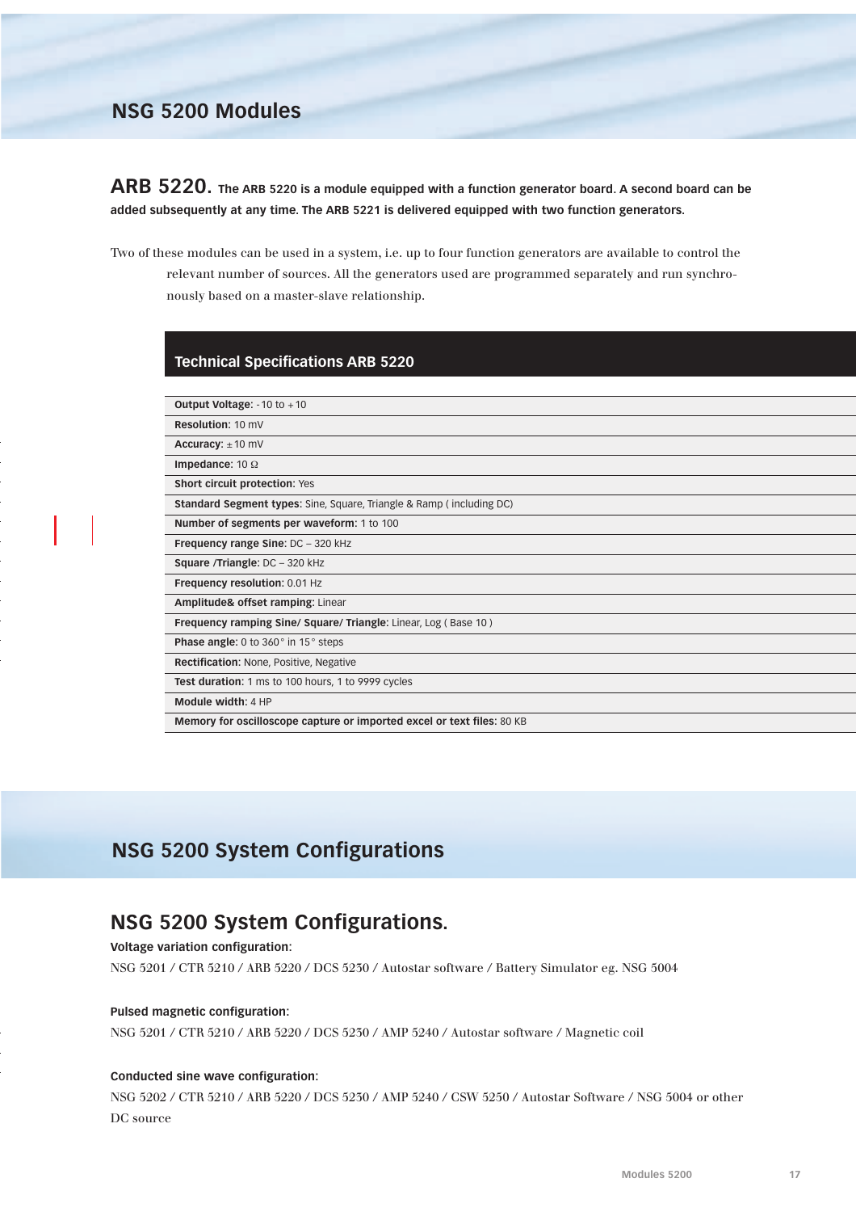# NSG 5200 Modules

## ARB 5220.

**The ARB 5220 is a module equipped with a function generator board. A second board can be added subsequently at any time. The ARB 5221 is delivered equipped with two function generators.**

Two of these modules can be used in a system, i.e. up to four function generators are available to control the relevant number of sources. All the generators used are programmed separately and run synchronously based on a master-slave relationship.

### Technical Specifications ARB 5220

| |
|---|
| **Output Voltage**: -10 to +10 |
| **Resolution**: 10 mV |
| **Accuracy**: ±10 mV |
| **Impedance**: 10 Ω |
| **Short circuit protection**: Yes |
| **Standard Segment types**: Sine, Square, Triangle & Ramp ( including DC) |
| **Number of segments per waveform**: 1 to 100 |
| **Frequency range Sine**: DC – 320 kHz |
| **Square /Triangle**: DC – 320 kHz |
| **Frequency resolution**: 0.01 Hz |
| **Amplitude& offset ramping**: Linear |
| **Frequency ramping Sine/ Square/ Triangle**: Linear, Log ( Base 10 ) |
| **Phase angle**: 0 to 360° in 15° steps |
| **Rectification**: None, Positive, Negative |
| **Test duration**: 1 ms to 100 hours, 1 to 9999 cycles |
| **Module width**: 4 HP |
| **Memory for oscilloscope capture or imported excel or text files**: 80 KB |

# NSG 5200 System Configurations

## NSG 5200 System Configurations.

**Voltage variation configuration**:

NSG 5201 / CTR 5210 / ARB 5220 / DCS 5230 / Autostar software / Battery Simulator eg. NSG 5004

**Pulsed magnetic configuration**:

NSG 5201 / CTR 5210 / ARB 5220 / DCS 5230 / AMP 5240 / Autostar software / Magnetic coil

**Conducted sine wave configuration**:

NSG 5202 / CTR 5210 / ARB 5220 / DCS 5230 / AMP 5240 / CSW 5250 / Autostar Software / NSG 5004 or other DC source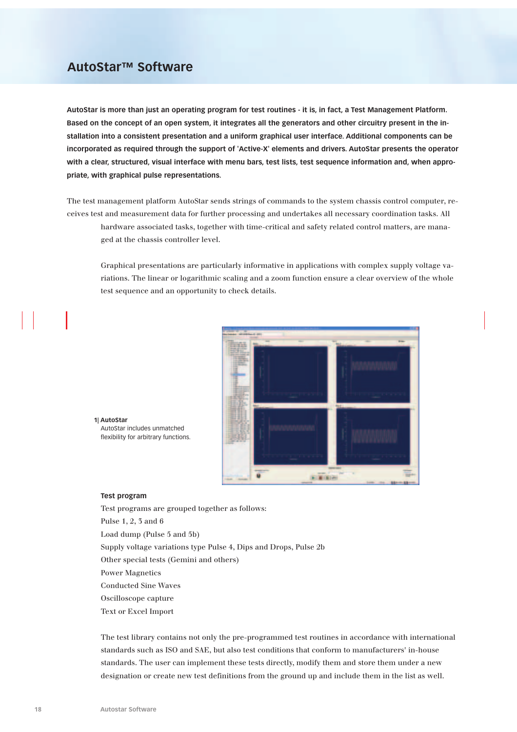# AutoStar™ Software

**AutoStar is more than just an operating program for test routines - it is, in fact, a Test Management Platform. Based on the concept of an open system, it integrates all the generators and other circuitry present in the installation into a consistent presentation and a uniform graphical user interface. Additional components can be incorporated as required through the support of 'Active-X' elements and drivers. AutoStar presents the operator with a clear, structured, visual interface with menu bars, test lists, test sequence information and, when appropriate, with graphical pulse representations.**

The test management platform AutoStar sends strings of commands to the system chassis control computer, receives test and measurement data for further processing and undertakes all necessary coordination tasks. All hardware associated tasks, together with time-critical and safety related control matters, are managed at the chassis controller level.

Graphical presentations are particularly informative in applications with complex supply voltage variations. The linear or logarithmic scaling and a zoom function ensure a clear overview of the whole test sequence and an opportunity to check details.

**1| AutoStar**
AutoStar includes unmatched flexibility for arbitrary functions.

**Test program**

Test programs are grouped together as follows:

Pulse 1, 2, 3 and 6
Load dump (Pulse 5 and 5b)
Supply voltage variations type Pulse 4, Dips and Drops, Pulse 2b
Other special tests (Gemini and others)
Power Magnetics
Conducted Sine Waves
Oscilloscope capture
Text or Excel Import

The test library contains not only the pre-programmed test routines in accordance with international standards such as ISO and SAE, but also test conditions that conform to manufacturers' in-house standards. The user can implement these tests directly, modify them and store them under a new designation or create new test definitions from the ground up and include them in the list as well.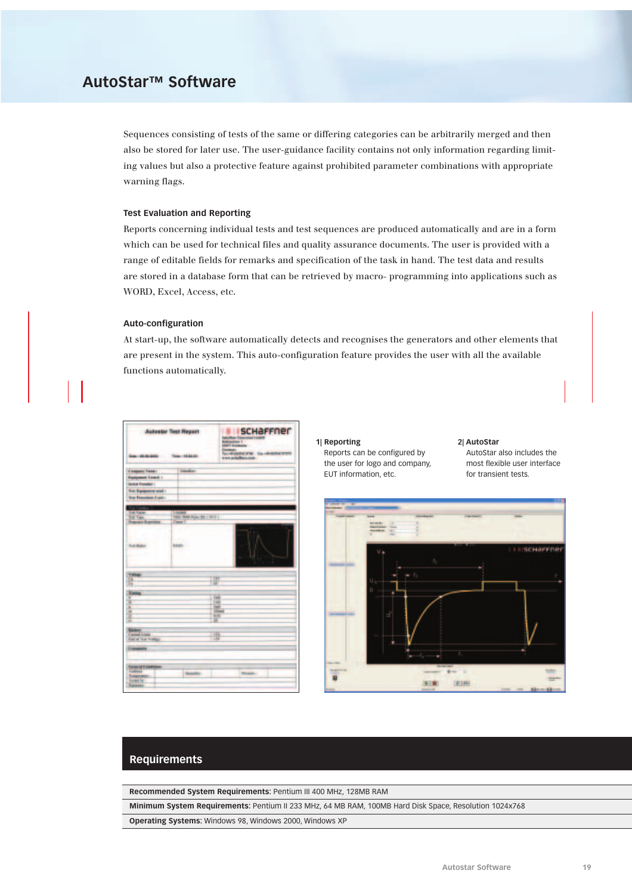# AutoStar™ Software

Sequences consisting of tests of the same or differing categories can be arbitrarily merged and then also be stored for later use. The user-guidance facility contains not only information regarding limiting values but also a protective feature against prohibited parameter combinations with appropriate warning flags.

### Test Evaluation and Reporting

Reports concerning individual tests and test sequences are produced automatically and are in a form which can be used for technical files and quality assurance documents. The user is provided with a range of editable fields for remarks and specification of the task in hand. The test data and results are stored in a database form that can be retrieved by macro- programming into applications such as WORD, Excel, Access, etc.

### Auto-configuration

At start-up, the software automatically detects and recognises the generators and other elements that are present in the system. This auto-configuration feature provides the user with all the available functions automatically.

**1| Reporting**
Reports can be configured by the user for logo and company, EUT information, etc.

**2| AutoStar**
AutoStar also includes the most flexible user interface for transient tests.

## Requirements

**Recommended System Requirements:** Pentium III 400 MHz, 128MB RAM

**Minimum System Requirements:** Pentium II 233 MHz, 64 MB RAM, 100MB Hard Disk Space, Resolution 1024x768

**Operating Systems:** Windows 98, Windows 2000, Windows XP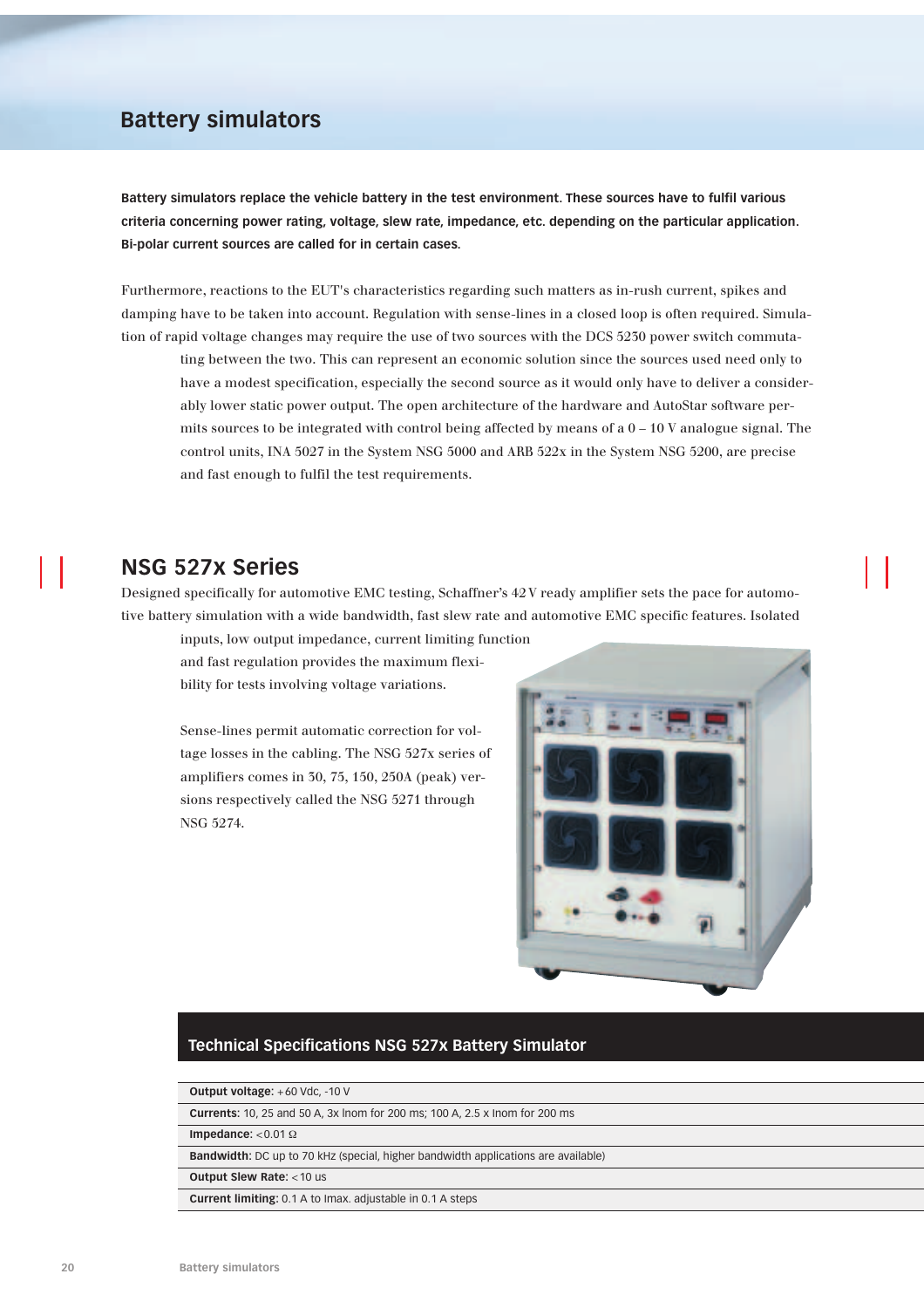# Battery simulators

**Battery simulators replace the vehicle battery in the test environment. These sources have to fulfil various criteria concerning power rating, voltage, slew rate, impedance, etc. depending on the particular application. Bi-polar current sources are called for in certain cases.**

Furthermore, reactions to the EUT's characteristics regarding such matters as in-rush current, spikes and damping have to be taken into account. Regulation with sense-lines in a closed loop is often required. Simulation of rapid voltage changes may require the use of two sources with the DCS 5230 power switch commutating between the two. This can represent an economic solution since the sources used need only to have a modest specification, especially the second source as it would only have to deliver a considerably lower static power output. The open architecture of the hardware and AutoStar software permits sources to be integrated with control being affected by means of a 0 – 10 V analogue signal. The control units, INA 5027 in the System NSG 5000 and ARB 522x in the System NSG 5200, are precise and fast enough to fulfil the test requirements.

## NSG 527x Series

Designed specifically for automotive EMC testing, Schaffner's 42 V ready amplifier sets the pace for automotive battery simulation with a wide bandwidth, fast slew rate and automotive EMC specific features. Isolated inputs, low output impedance, current limiting function and fast regulation provides the maximum flexibility for tests involving voltage variations.

Sense-lines permit automatic correction for voltage losses in the cabling. The NSG 527x series of amplifiers comes in 30, 75, 150, 250A (peak) versions respectively called the NSG 5271 through NSG 5274.

### Technical Specifications NSG 527x Battery Simulator

| |
|---|
| **Output voltage**: +60 Vdc, -10 V |
| **Currents**: 10, 25 and 50 A, 3x Inom for 200 ms; 100 A, 2.5 x Inom for 200 ms |
| **Impedance**: <0.01 Ω |
| **Bandwidth**: DC up to 70 kHz (special, higher bandwidth applications are available) |
| **Output Slew Rate**: <10 us |
| **Current limiting**: 0.1 A to Imax. adjustable in 0.1 A steps |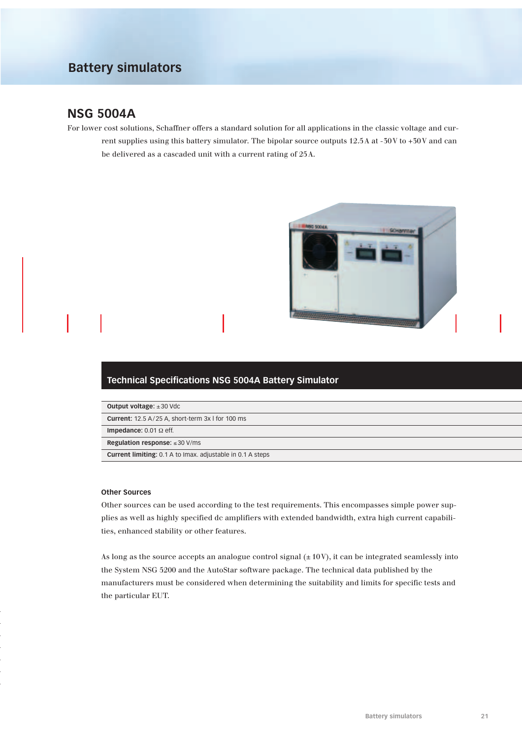# Battery simulators

## NSG 5004A

For lower cost solutions, Schaffner offers a standard solution for all applications in the classic voltage and current supplies using this battery simulator. The bipolar source outputs 12.5 A at -30 V to +30 V and can be delivered as a cascaded unit with a current rating of 25 A.

### Technical Specifications NSG 5004A Battery Simulator

| |
|---|
| **Output voltage**: ±30 Vdc |
| **Current**: 12.5 A / 25 A, short-term 3x I for 100 ms |
| **Impedance**: 0.01 Ω eff. |
| **Regulation response**: ≤30 V/ms |
| **Current limiting**: 0.1 A to Imax. adjustable in 0.1 A steps |

#### Other Sources

Other sources can be used according to the test requirements. This encompasses simple power supplies as well as highly specified dc amplifiers with extended bandwidth, extra high current capabilities, enhanced stability or other features.

As long as the source accepts an analogue control signal (± 10 V), it can be integrated seamlessly into the System NSG 5200 and the AutoStar software package. The technical data published by the manufacturers must be considered when determining the suitability and limits for specific tests and the particular EUT.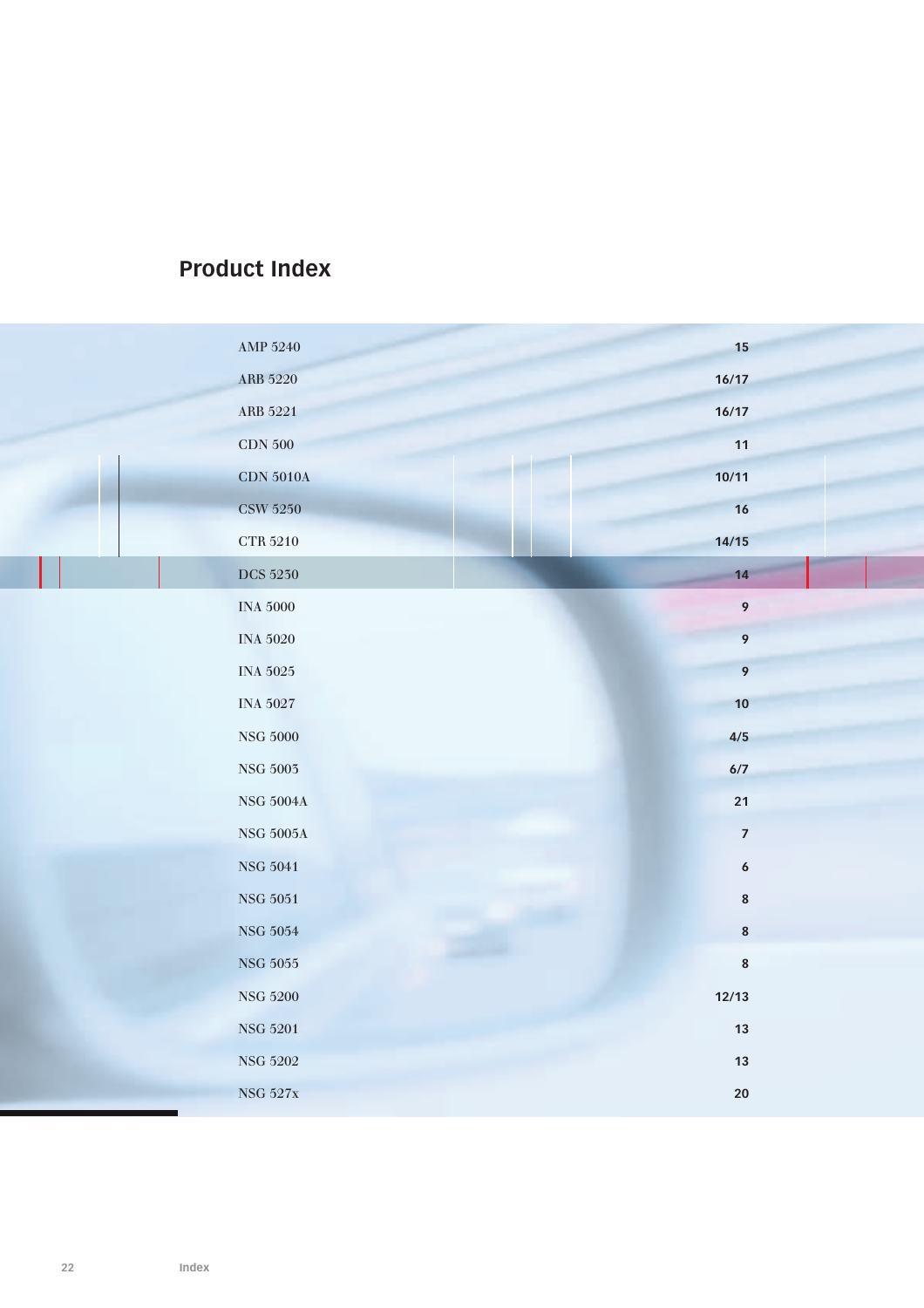## Product Index

| Product | Page |
|---|---|
| AMP 5240 | 15 |
| ARB 5220 | 16/17 |
| ARB 5221 | 16/17 |
| CDN 500 | 11 |
| CDN 5010A | 10/11 |
| CSW 5250 | 16 |
| CTR 5210 | 14/15 |
| DCS 5230 | 14 |
| INA 5000 | 9 |
| INA 5020 | 9 |
| INA 5025 | 9 |
| INA 5027 | 10 |
| NSG 5000 | 4/5 |
| NSG 5003 | 6/7 |
| NSG 5004A | 21 |
| NSG 5005A | 7 |
| NSG 5041 | 6 |
| NSG 5051 | 8 |
| NSG 5054 | 8 |
| NSG 5055 | 8 |
| NSG 5200 | 12/13 |
| NSG 5201 | 13 |
| NSG 5202 | 13 |
| NSG 527x | 20 |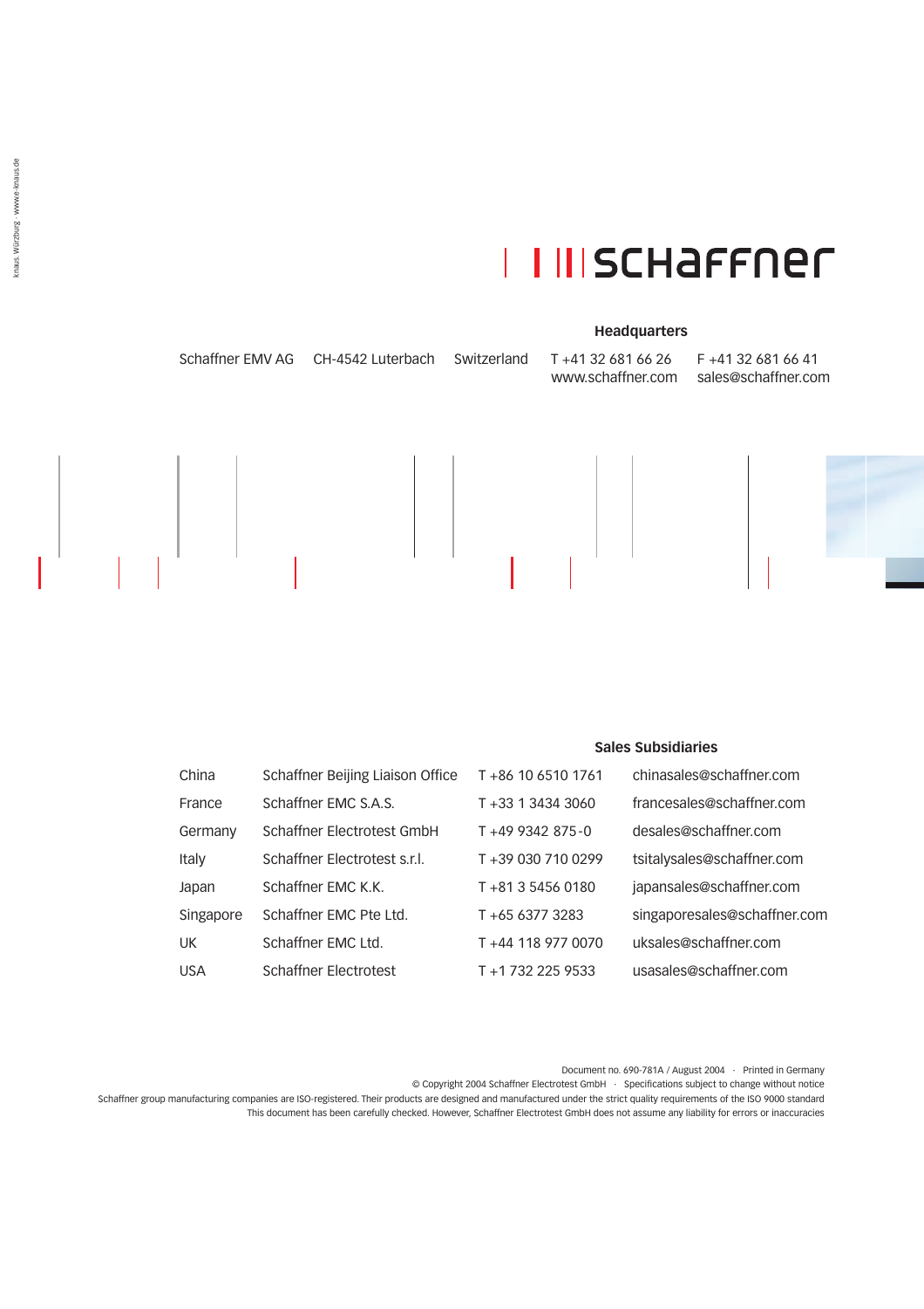schaffner

**Headquarters**

Schaffner EMV AG CH-4542 Luterbach Switzerland T +41 32 681 66 26 F +41 32 681 66 41
www.schaffner.com sales@schaffner.com

**Sales Subsidiaries**

| | | | |
|---|---|---|---|
| China | Schaffner Beijing Liaison Office | T +86 10 6510 1761 | chinasales@schaffner.com |
| France | Schaffner EMC S.A.S. | T +33 1 3434 3060 | francesales@schaffner.com |
| Germany | Schaffner Electrotest GmbH | T +49 9342 875-0 | desales@schaffner.com |
| Italy | Schaffner Electrotest s.r.l. | T +39 030 710 0299 | tsitalysales@schaffner.com |
| Japan | Schaffner EMC K.K. | T +81 3 5456 0180 | japansales@schaffner.com |
| Singapore | Schaffner EMC Pte Ltd. | T +65 6377 3283 | singaporesales@schaffner.com |
| UK | Schaffner EMC Ltd. | T +44 118 977 0070 | uksales@schaffner.com |
| USA | Schaffner Electrotest | T +1 732 225 9533 | usasales@schaffner.com |

Document no. 690-781A / August 2004 · Printed in Germany
© Copyright 2004 Schaffner Electrotest GmbH · Specifications subject to change without notice
Schaffner group manufacturing companies are ISO-registered. Their products are designed and manufactured under the strict quality requirements of the ISO 9000 standard
This document has been carefully checked. However, Schaffner Electrotest GmbH does not assume any liability for errors or inaccuracies

knaus Würzburg · www.e-knaus.de